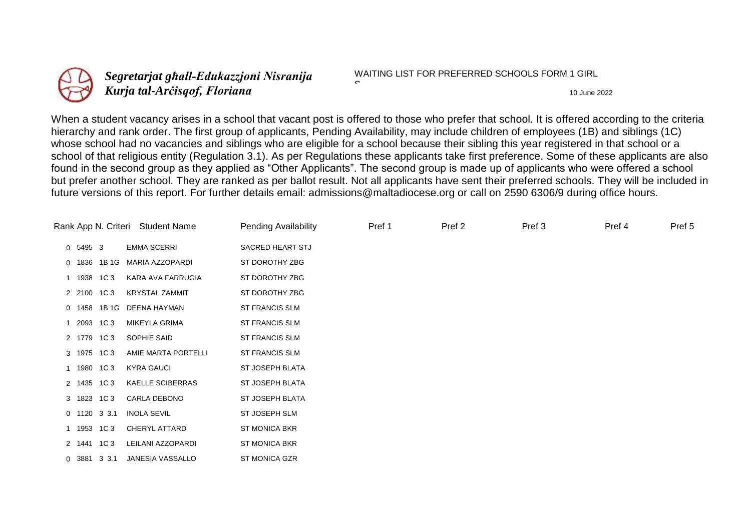*Segretarjat għall-Edukazzjoni Nisranija*
*Kurja tal-Arċisqof, Floriana*

WAITING LIST FOR PREFERRED SCHOOLS FORM 1 GIRLS

10 June 2022

When a student vacancy arises in a school that vacant post is offered to those who prefer that school. It is offered according to the criteria hierarchy and rank order. The first group of applicants, Pending Availability, may include children of employees (1B) and siblings (1C) whose school had no vacancies and siblings who are eligible for a school because their sibling this year registered in that school or a school of that religious entity (Regulation 3.1). As per Regulations these applicants take first preference. Some of these applicants are also found in the second group as they applied as "Other Applicants". The second group is made up of applicants who were offered a school but prefer another school. They are ranked as per ballot result. Not all applicants have sent their preferred schools. They will be included in future versions of this report. For further details email: admissions@maltadiocese.org or call on 2590 6306/9 during office hours.

| Rank | App N. | Criteri | Student Name | Pending Availability | Pref 1 | Pref 2 | Pref 3 | Pref 4 | Pref 5 |
|---|---|---|---|---|---|---|---|---|---|
| 0 | 5495 | 3 | EMMA SCERRI | SACRED HEART STJ | | | | | |
| 0 | 1836 | 1B 1G | MARIA AZZOPARDI | ST DOROTHY ZBG | | | | | |
| 1 | 1938 | 1C 3 | KARA AVA FARRUGIA | ST DOROTHY ZBG | | | | | |
| 2 | 2100 | 1C 3 | KRYSTAL ZAMMIT | ST DOROTHY ZBG | | | | | |
| 0 | 1458 | 1B 1G | DEENA HAYMAN | ST FRANCIS SLM | | | | | |
| 1 | 2093 | 1C 3 | MIKEYLA GRIMA | ST FRANCIS SLM | | | | | |
| 2 | 1779 | 1C 3 | SOPHIE SAID | ST FRANCIS SLM | | | | | |
| 3 | 1975 | 1C 3 | AMIE MARTA PORTELLI | ST FRANCIS SLM | | | | | |
| 1 | 1980 | 1C 3 | KYRA GAUCI | ST JOSEPH BLATA | | | | | |
| 2 | 1435 | 1C 3 | KAELLE SCIBERRAS | ST JOSEPH BLATA | | | | | |
| 3 | 1823 | 1C 3 | CARLA DEBONO | ST JOSEPH BLATA | | | | | |
| 0 | 1120 | 3 3.1 | INOLA SEVIL | ST JOSEPH SLM | | | | | |
| 1 | 1953 | 1C 3 | CHERYL ATTARD | ST MONICA BKR | | | | | |
| 2 | 1441 | 1C 3 | LEILANI AZZOPARDI | ST MONICA BKR | | | | | |
| 0 | 3881 | 3 3.1 | JANESIA VASSALLO | ST MONICA GZR | | | | | |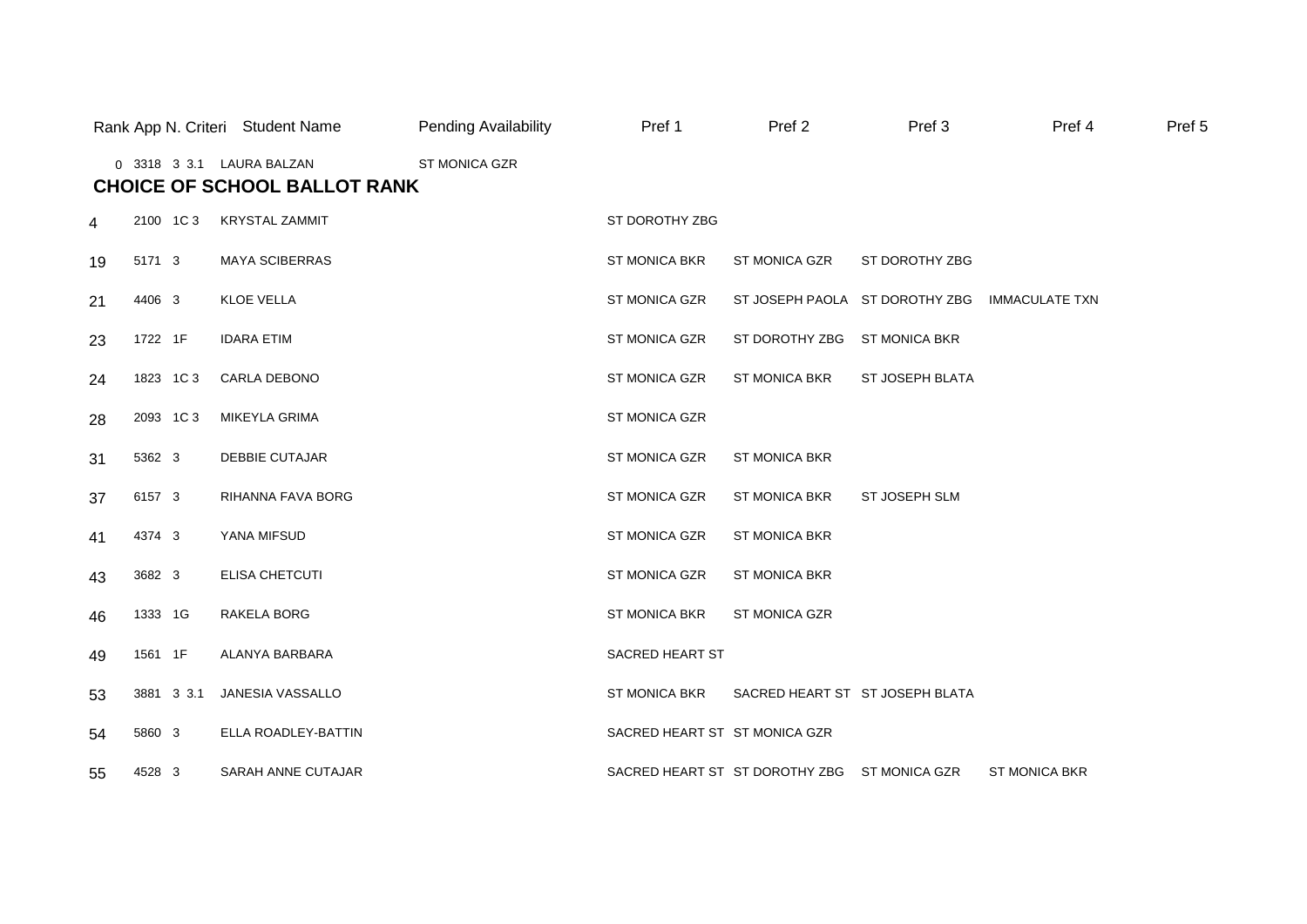| Rank | App N. | Criteri | Student Name | Pending Availability | Pref 1 | Pref 2 | Pref 3 | Pref 4 | Pref 5 |
|---|---|---|---|---|---|---|---|---|---|
| 0 | 3318 | 3 3.1 | LAURA BALZAN | ST MONICA GZR | | | | | |

## CHOICE OF SCHOOL BALLOT RANK

| Rank | App N. | Criteri | Student Name | Pending Availability | Pref 1 | Pref 2 | Pref 3 | Pref 4 | Pref 5 |
|---|---|---|---|---|---|---|---|---|---|
| 4 | 2100 | 1C 3 | KRYSTAL ZAMMIT | | ST DOROTHY ZBG | | | | |
| 19 | 5171 | 3 | MAYA SCIBERRAS | | ST MONICA BKR | ST MONICA GZR | ST DOROTHY ZBG | | |
| 21 | 4406 | 3 | KLOE VELLA | | ST MONICA GZR | ST JOSEPH PAOLA | ST DOROTHY ZBG | IMMACULATE TXN | |
| 23 | 1722 | 1F | IDARA ETIM | | ST MONICA GZR | ST DOROTHY ZBG | ST MONICA BKR | | |
| 24 | 1823 | 1C 3 | CARLA DEBONO | | ST MONICA GZR | ST MONICA BKR | ST JOSEPH BLATA | | |
| 28 | 2093 | 1C 3 | MIKEYLA GRIMA | | ST MONICA GZR | | | | |
| 31 | 5362 | 3 | DEBBIE CUTAJAR | | ST MONICA GZR | ST MONICA BKR | | | |
| 37 | 6157 | 3 | RIHANNA FAVA BORG | | ST MONICA GZR | ST MONICA BKR | ST JOSEPH SLM | | |
| 41 | 4374 | 3 | YANA MIFSUD | | ST MONICA GZR | ST MONICA BKR | | | |
| 43 | 3682 | 3 | ELISA CHETCUTI | | ST MONICA GZR | ST MONICA BKR | | | |
| 46 | 1333 | 1G | RAKELA BORG | | ST MONICA BKR | ST MONICA GZR | | | |
| 49 | 1561 | 1F | ALANYA BARBARA | | SACRED HEART ST | | | | |
| 53 | 3881 | 3 3.1 | JANESIA VASSALLO | | ST MONICA BKR | SACRED HEART ST | ST JOSEPH BLATA | | |
| 54 | 5860 | 3 | ELLA ROADLEY-BATTIN | | SACRED HEART ST | ST MONICA GZR | | | |
| 55 | 4528 | 3 | SARAH ANNE CUTAJAR | | SACRED HEART ST | ST DOROTHY ZBG | ST MONICA GZR | ST MONICA BKR | |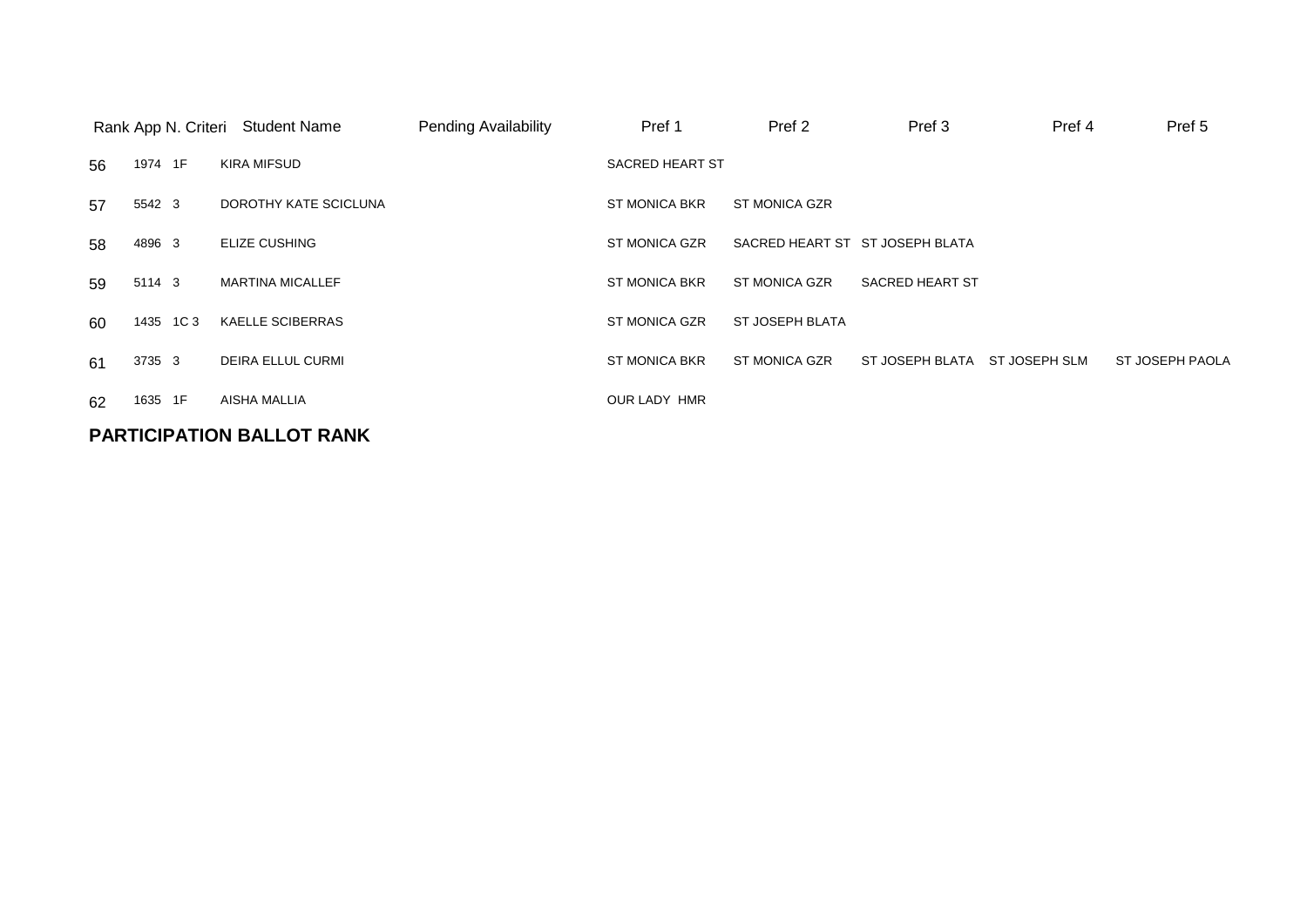| Rank | App N. | Criteri | Student Name | Pending Availability | Pref 1 | Pref 2 | Pref 3 | Pref 4 | Pref 5 |
|---|---|---|---|---|---|---|---|---|---|
| 56 | 1974 | 1F | KIRA MIFSUD | | SACRED HEART ST | | | | |
| 57 | 5542 | 3 | DOROTHY KATE SCICLUNA | | ST MONICA BKR | ST MONICA GZR | | | |
| 58 | 4896 | 3 | ELIZE CUSHING | | ST MONICA GZR | SACRED HEART ST | ST JOSEPH BLATA | | |
| 59 | 5114 | 3 | MARTINA MICALLEF | | ST MONICA BKR | ST MONICA GZR | SACRED HEART ST | | |
| 60 | 1435 | 1C 3 | KAELLE SCIBERRAS | | ST MONICA GZR | ST JOSEPH BLATA | | | |
| 61 | 3735 | 3 | DEIRA ELLUL CURMI | | ST MONICA BKR | ST MONICA GZR | ST JOSEPH BLATA | ST JOSEPH SLM | ST JOSEPH PAOLA |
| 62 | 1635 | 1F | AISHA MALLIA | | OUR LADY HMR | | | | |

**PARTICIPATION BALLOT RANK**